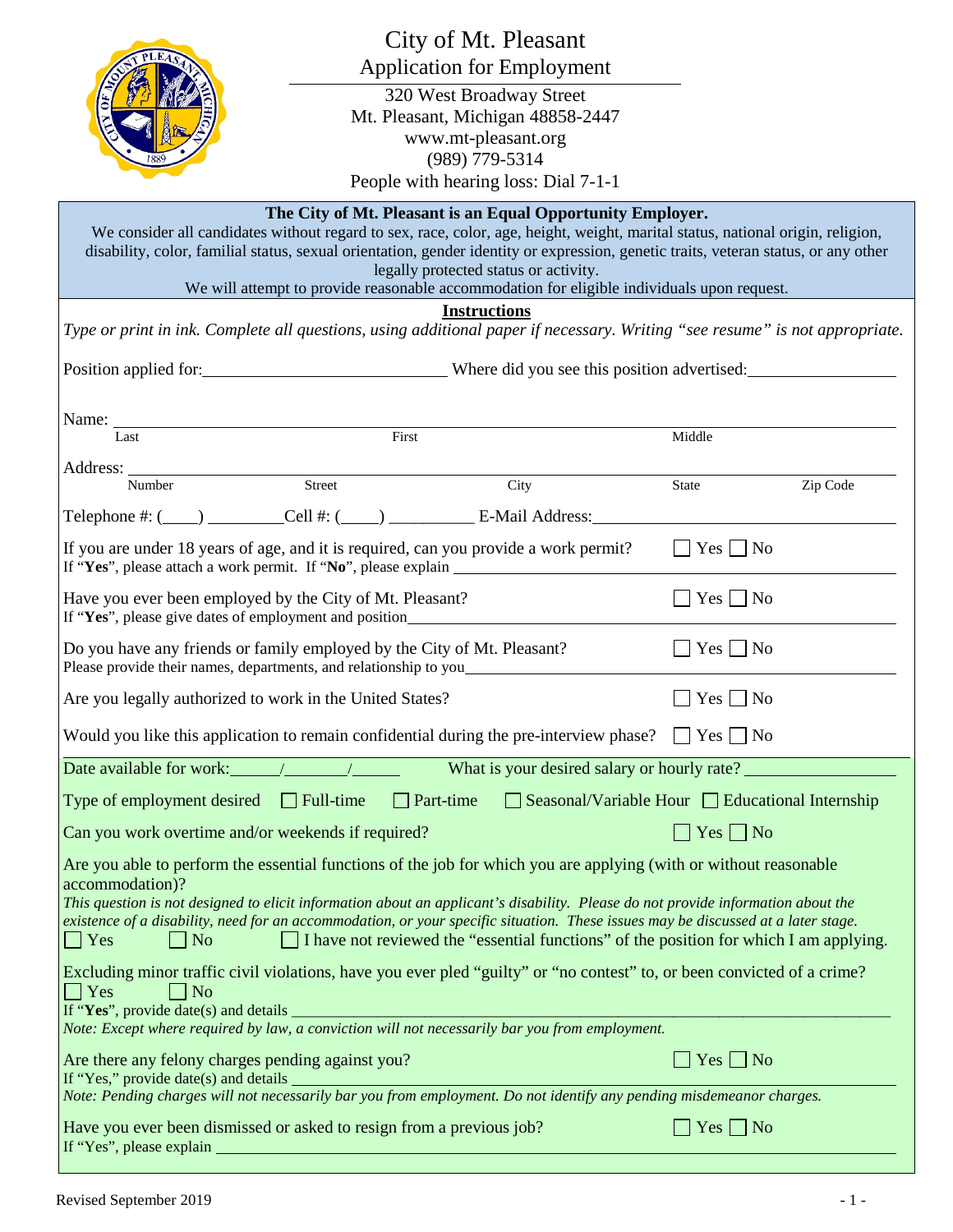# City of Mt. Pleasant
## Application for Employment

320 West Broadway Street
Mt. Pleasant, Michigan 48858-2447
www.mt-pleasant.org
(989) 779-5314
People with hearing loss: Dial 7-1-1

**The City of Mt. Pleasant is an Equal Opportunity Employer.**
We consider all candidates without regard to sex, race, color, age, height, weight, marital status, national origin, religion, disability, color, familial status, sexual orientation, gender identity or expression, genetic traits, veteran status, or any other legally protected status or activity.
We will attempt to provide reasonable accommodation for eligible individuals upon request.

**Instructions**

*Type or print in ink. Complete all questions, using additional paper if necessary. Writing "see resume" is not appropriate.*

Position applied for: ____________________ Where did you see this position advertised: ____________________

Name: ____________________________________________
Last First Middle

Address: ____________________________________________
Number Street City State Zip Code

Telephone #: (____) ________ Cell #: (____) _________ E-Mail Address: ____________________

If you are under 18 years of age, and it is required, can you provide a work permit? ☐ Yes ☐ No
If "**Yes**", please attach a work permit. If "**No**", please explain ____________________

Have you ever been employed by the City of Mt. Pleasant? ☐ Yes ☐ No
If "**Yes**", please give dates of employment and position ____________________

Do you have any friends or family employed by the City of Mt. Pleasant? ☐ Yes ☐ No
Please provide their names, departments, and relationship to you ____________________

Are you legally authorized to work in the United States? ☐ Yes ☐ No

Would you like this application to remain confidential during the pre-interview phase? ☐ Yes ☐ No

Date available for work: _____/_____/_____ What is your desired salary or hourly rate? ____________

Type of employment desired ☐ Full-time ☐ Part-time ☐ Seasonal/Variable Hour ☐ Educational Internship

Can you work overtime and/or weekends if required? ☐ Yes ☐ No

Are you able to perform the essential functions of the job for which you are applying (with or without reasonable accommodation)?
*This question is not designed to elicit information about an applicant's disability. Please do not provide information about the existence of a disability, need for an accommodation, or your specific situation. These issues may be discussed at a later stage.*
☐ Yes ☐ No ☐ I have not reviewed the "essential functions" of the position for which I am applying.

Excluding minor traffic civil violations, have you ever pled "guilty" or "no contest" to, or been convicted of a crime?
☐ Yes ☐ No
If "**Yes**", provide date(s) and details ____________________
*Note: Except where required by law, a conviction will not necessarily bar you from employment.*

Are there any felony charges pending against you? ☐ Yes ☐ No
If "Yes," provide date(s) and details ____________________
*Note: Pending charges will not necessarily bar you from employment. Do not identify any pending misdemeanor charges.*

Have you ever been dismissed or asked to resign from a previous job? ☐ Yes ☐ No
If "Yes", please explain ____________________

Revised September 2019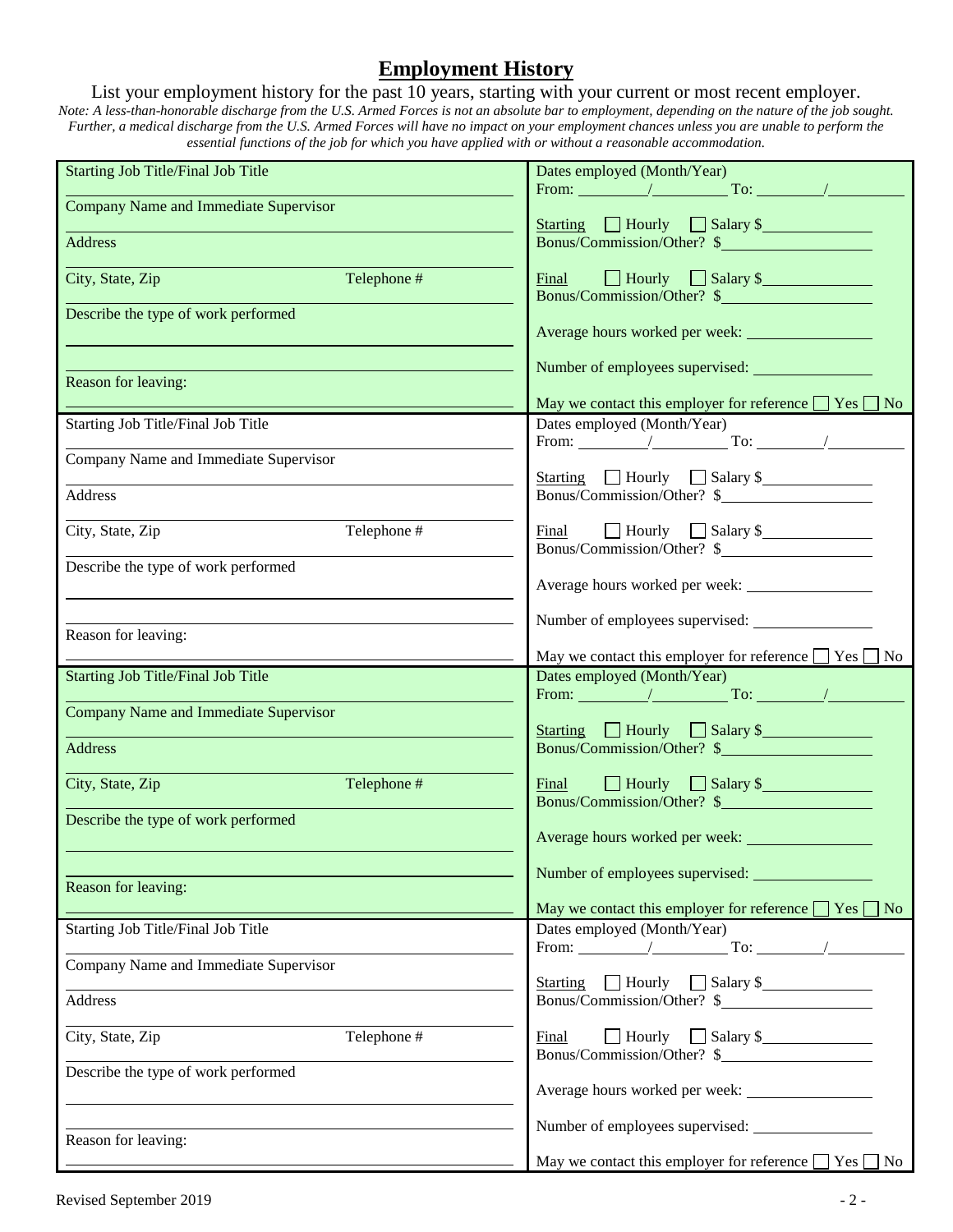# Employment History

List your employment history for the past 10 years, starting with your current or most recent employer.

*Note: A less-than-honorable discharge from the U.S. Armed Forces is not an absolute bar to employment, depending on the nature of the job sought. Further, a medical discharge from the U.S. Armed Forces will have no impact on your employment chances unless you are unable to perform the essential functions of the job for which you have applied with or without a reasonable accommodation.*

| | |
|---|---|
| Starting Job Title/Final Job Title | Dates employed (Month/Year)<br>From: _____/_____ To: _____/_____ |
| Company Name and Immediate Supervisor | Starting ☐ Hourly ☐ Salary $__________ |
| Address | Bonus/Commission/Other? $__________ |
| City, State, Zip &nbsp;&nbsp;&nbsp;&nbsp; Telephone # | Final ☐ Hourly ☐ Salary $__________<br>Bonus/Commission/Other? $__________ |
| Describe the type of work performed | Average hours worked per week: __________ |
| | Number of employees supervised: __________ |
| Reason for leaving: | May we contact this employer for reference ☐ Yes ☐ No |
| Starting Job Title/Final Job Title | Dates employed (Month/Year)<br>From: _____/_____ To: _____/_____ |
| Company Name and Immediate Supervisor | Starting ☐ Hourly ☐ Salary $__________ |
| Address | Bonus/Commission/Other? $__________ |
| City, State, Zip &nbsp;&nbsp;&nbsp;&nbsp; Telephone # | Final ☐ Hourly ☐ Salary $__________<br>Bonus/Commission/Other? $__________ |
| Describe the type of work performed | Average hours worked per week: __________ |
| | Number of employees supervised: __________ |
| Reason for leaving: | May we contact this employer for reference ☐ Yes ☐ No |
| Starting Job Title/Final Job Title | Dates employed (Month/Year)<br>From: _____/_____ To: _____/_____ |
| Company Name and Immediate Supervisor | Starting ☐ Hourly ☐ Salary $__________ |
| Address | Bonus/Commission/Other? $__________ |
| City, State, Zip &nbsp;&nbsp;&nbsp;&nbsp; Telephone # | Final ☐ Hourly ☐ Salary $__________<br>Bonus/Commission/Other? $__________ |
| Describe the type of work performed | Average hours worked per week: __________ |
| | Number of employees supervised: __________ |
| Reason for leaving: | May we contact this employer for reference ☐ Yes ☐ No |
| Starting Job Title/Final Job Title | Dates employed (Month/Year)<br>From: _____/_____ To: _____/_____ |
| Company Name and Immediate Supervisor | Starting ☐ Hourly ☐ Salary $__________ |
| Address | Bonus/Commission/Other? $__________ |
| City, State, Zip &nbsp;&nbsp;&nbsp;&nbsp; Telephone # | Final ☐ Hourly ☐ Salary $__________<br>Bonus/Commission/Other? $__________ |
| Describe the type of work performed | Average hours worked per week: __________ |
| | Number of employees supervised: __________ |
| Reason for leaving: | May we contact this employer for reference ☐ Yes ☐ No |

Revised September 2019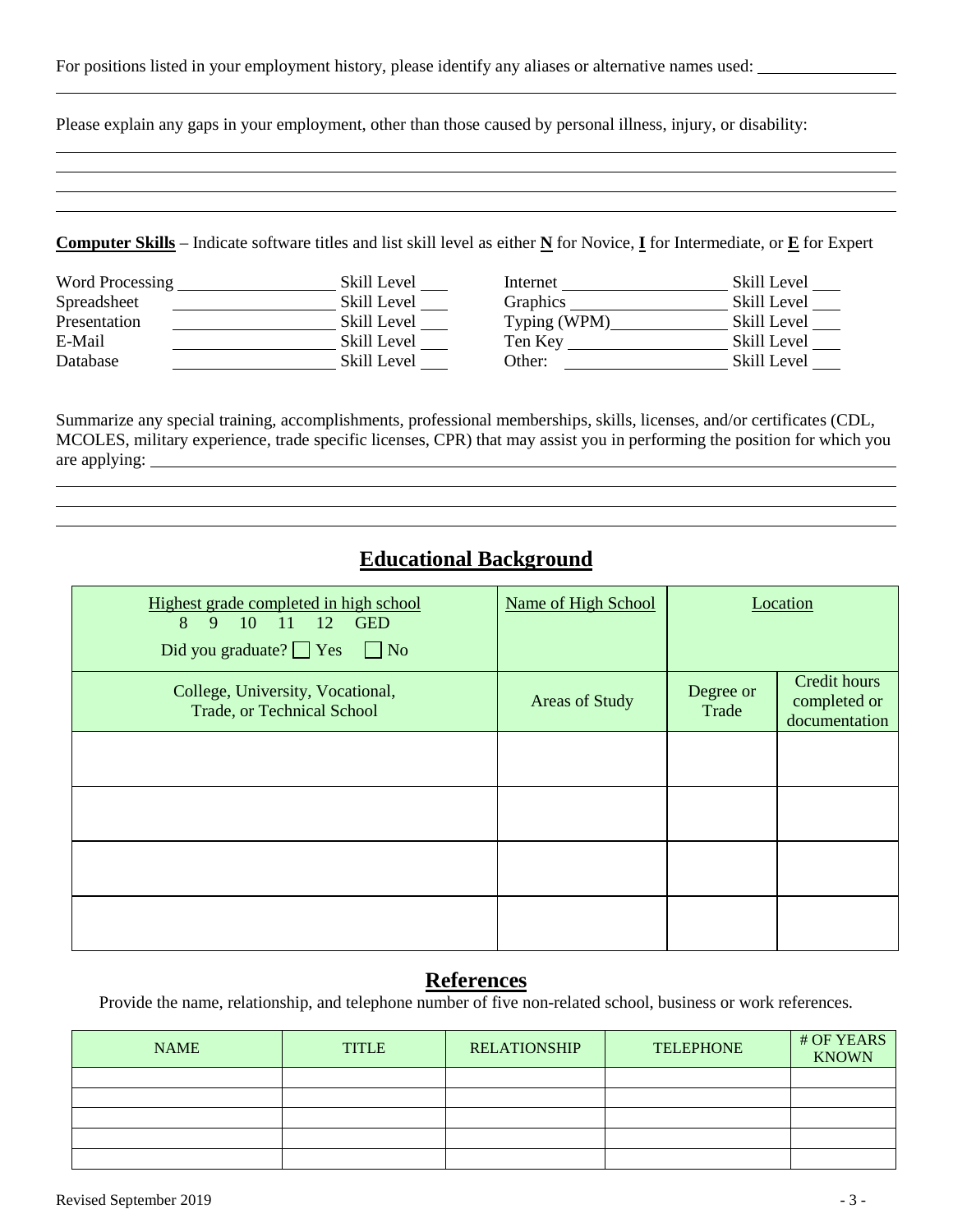For positions listed in your employment history, please identify any aliases or alternative names used: \_\_\_\_\_\_\_\_\_\_\_\_\_\_\_\_

Please explain any gaps in your employment, other than those caused by personal illness, injury, or disability:

**Computer Skills** – Indicate software titles and list skill level as either **N** for Novice, **I** for Intermediate, or **E** for Expert

| | | | | | |
|---|---|---|---|---|---|
| Word Processing | | Skill Level | Internet | | Skill Level |
| Spreadsheet | | Skill Level | Graphics | | Skill Level |
| Presentation | | Skill Level | Typing (WPM) | | Skill Level |
| E-Mail | | Skill Level | Ten Key | | Skill Level |
| Database | | Skill Level | Other: | | Skill Level |

Summarize any special training, accomplishments, professional memberships, skills, licenses, and/or certificates (CDL, MCOLES, military experience, trade specific licenses, CPR) that may assist you in performing the position for which you are applying:

## Educational Background

| Highest grade completed in high school<br>8 9 10 11 12 GED<br>Did you graduate? ☐ Yes ☐ No | Name of High School | Location | |
|---|---|---|---|
| College, University, Vocational, Trade, or Technical School | Areas of Study | Degree or Trade | Credit hours completed or documentation |
| | | | |
| | | | |
| | | | |
| | | | |

## References

Provide the name, relationship, and telephone number of five non-related school, business or work references.

| NAME | TITLE | RELATIONSHIP | TELEPHONE | # OF YEARS KNOWN |
|---|---|---|---|---|
| | | | | |
| | | | | |
| | | | | |
| | | | | |
| | | | | |

Revised September 2019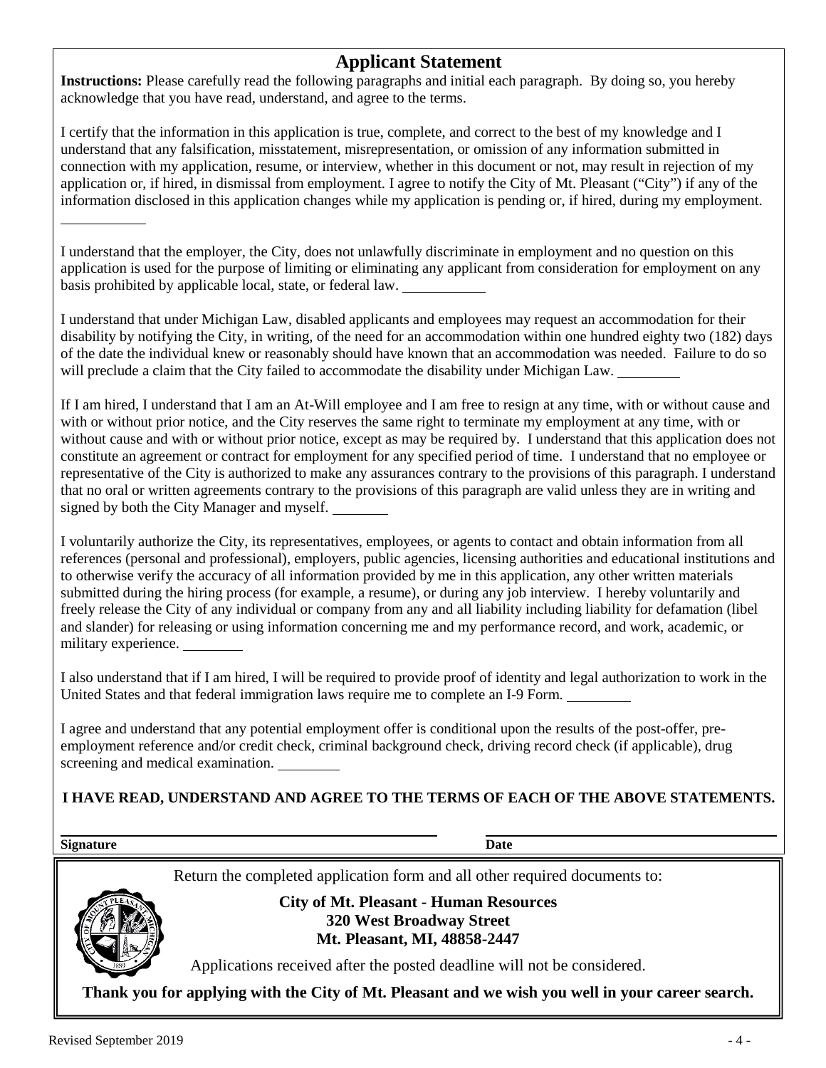## Applicant Statement

**Instructions:** Please carefully read the following paragraphs and initial each paragraph. By doing so, you hereby acknowledge that you have read, understand, and agree to the terms.

I certify that the information in this application is true, complete, and correct to the best of my knowledge and I understand that any falsification, misstatement, misrepresentation, or omission of any information submitted in connection with my application, resume, or interview, whether in this document or not, may result in rejection of my application or, if hired, in dismissal from employment. I agree to notify the City of Mt. Pleasant ("City") if any of the information disclosed in this application changes while my application is pending or, if hired, during my employment. ______

I understand that the employer, the City, does not unlawfully discriminate in employment and no question on this application is used for the purpose of limiting or eliminating any applicant from consideration for employment on any basis prohibited by applicable local, state, or federal law. ______

I understand that under Michigan Law, disabled applicants and employees may request an accommodation for their disability by notifying the City, in writing, of the need for an accommodation within one hundred eighty two (182) days of the date the individual knew or reasonably should have known that an accommodation was needed. Failure to do so will preclude a claim that the City failed to accommodate the disability under Michigan Law. ______

If I am hired, I understand that I am an At-Will employee and I am free to resign at any time, with or without cause and with or without prior notice, and the City reserves the same right to terminate my employment at any time, with or without cause and with or without prior notice, except as may be required by. I understand that this application does not constitute an agreement or contract for employment for any specified period of time. I understand that no employee or representative of the City is authorized to make any assurances contrary to the provisions of this paragraph. I understand that no oral or written agreements contrary to the provisions of this paragraph are valid unless they are in writing and signed by both the City Manager and myself. ______

I voluntarily authorize the City, its representatives, employees, or agents to contact and obtain information from all references (personal and professional), employers, public agencies, licensing authorities and educational institutions and to otherwise verify the accuracy of all information provided by me in this application, any other written materials submitted during the hiring process (for example, a resume), or during any job interview. I hereby voluntarily and freely release the City of any individual or company from any and all liability including liability for defamation (libel and slander) for releasing or using information concerning me and my performance record, and work, academic, or military experience. ______

I also understand that if I am hired, I will be required to provide proof of identity and legal authorization to work in the United States and that federal immigration laws require me to complete an I-9 Form. ______

I agree and understand that any potential employment offer is conditional upon the results of the post-offer, pre-employment reference and/or credit check, criminal background check, driving record check (if applicable), drug screening and medical examination. ______

**I HAVE READ, UNDERSTAND AND AGREE TO THE TERMS OF EACH OF THE ABOVE STATEMENTS.**

| | |
|---|---|
| ______________________________ | ______________________________ |
| **Signature** | **Date** |

Return the completed application form and all other required documents to:

**City of Mt. Pleasant - Human Resources**
**320 West Broadway Street**
**Mt. Pleasant, MI, 48858-2447**

Applications received after the posted deadline will not be considered.

**Thank you for applying with the City of Mt. Pleasant and we wish you well in your career search.**

Revised September 2019